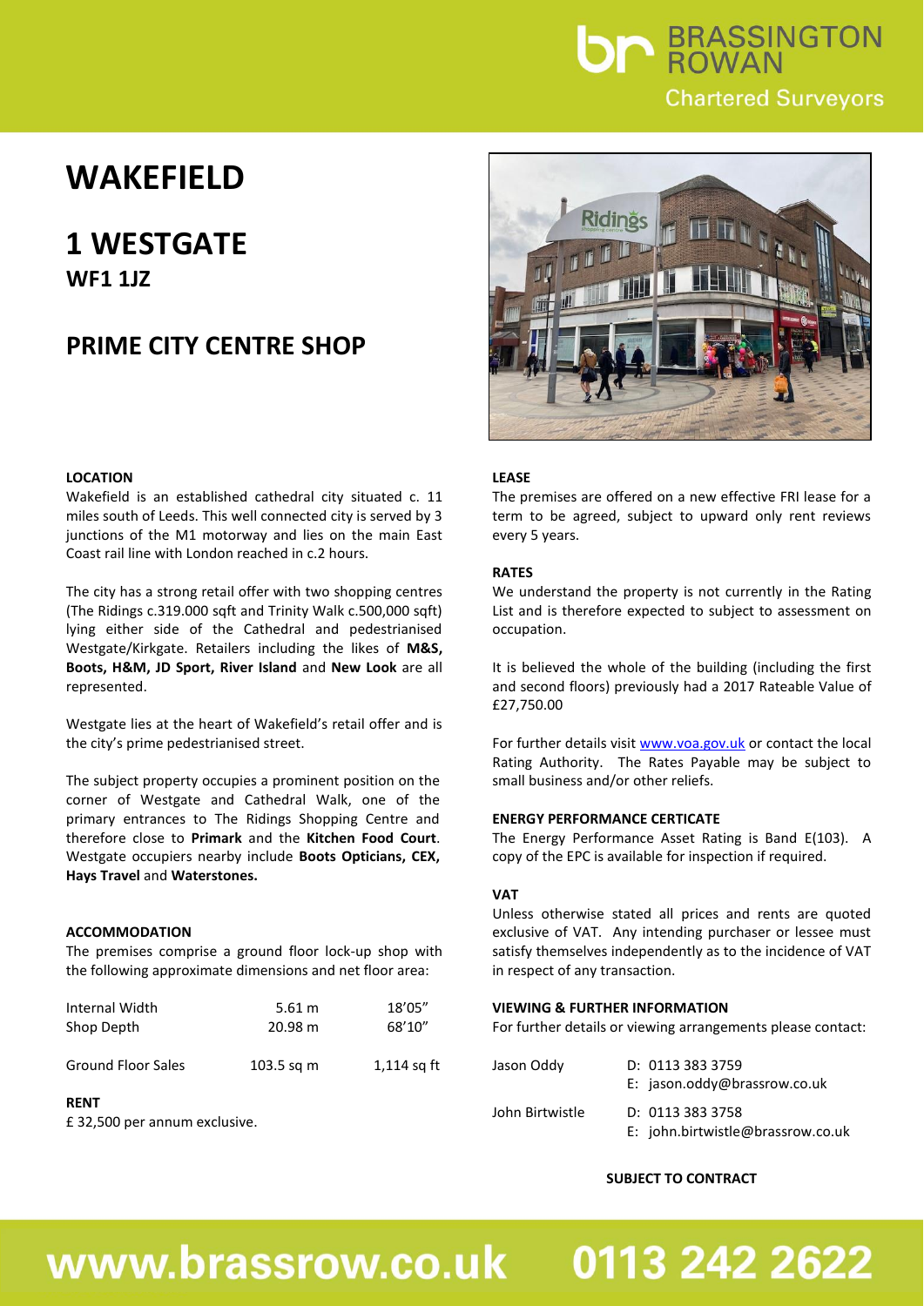BRASSINGTON ROWAN
Chartered Surveyors

# WAKEFIELD

## 1 WESTGATE

**WF1 1JZ**

## PRIME CITY CENTRE SHOP

### LOCATION

Wakefield is an established cathedral city situated c. 11 miles south of Leeds. This well connected city is served by 3 junctions of the M1 motorway and lies on the main East Coast rail line with London reached in c.2 hours.

The city has a strong retail offer with two shopping centres (The Ridings c.319.000 sqft and Trinity Walk c.500,000 sqft) lying either side of the Cathedral and pedestrianised Westgate/Kirkgate. Retailers including the likes of **M&S, Boots, H&M, JD Sport, River Island** and **New Look** are all represented.

Westgate lies at the heart of Wakefield's retail offer and is the city's prime pedestrianised street.

The subject property occupies a prominent position on the corner of Westgate and Cathedral Walk, one of the primary entrances to The Ridings Shopping Centre and therefore close to **Primark** and the **Kitchen Food Court**. Westgate occupiers nearby include **Boots Opticians, CEX, Hays Travel** and **Waterstones.**

### ACCOMMODATION

The premises comprise a ground floor lock-up shop with the following approximate dimensions and net floor area:

| | | |
|---|---|---|
| Internal Width | 5.61 m | 18'05" |
| Shop Depth | 20.98 m | 68'10" |
| Ground Floor Sales | 103.5 sq m | 1,114 sq ft |

### RENT

£ 32,500 per annum exclusive.

### LEASE

The premises are offered on a new effective FRI lease for a term to be agreed, subject to upward only rent reviews every 5 years.

### RATES

We understand the property is not currently in the Rating List and is therefore expected to subject to assessment on occupation.

It is believed the whole of the building (including the first and second floors) previously had a 2017 Rateable Value of £27,750.00

For further details visit www.voa.gov.uk or contact the local Rating Authority. The Rates Payable may be subject to small business and/or other reliefs.

### ENERGY PERFORMANCE CERTICATE

The Energy Performance Asset Rating is Band E(103). A copy of the EPC is available for inspection if required.

### VAT

Unless otherwise stated all prices and rents are quoted exclusive of VAT. Any intending purchaser or lessee must satisfy themselves independently as to the incidence of VAT in respect of any transaction.

### VIEWING & FURTHER INFORMATION

For further details or viewing arrangements please contact:

| | |
|---|---|
| Jason Oddy | D: 0113 383 3759<br>E: jason.oddy@brassrow.co.uk |
| John Birtwistle | D: 0113 383 3758<br>E: john.birtwistle@brassrow.co.uk |

**SUBJECT TO CONTRACT**

**www.brassrow.co.uk 0113 242 2622**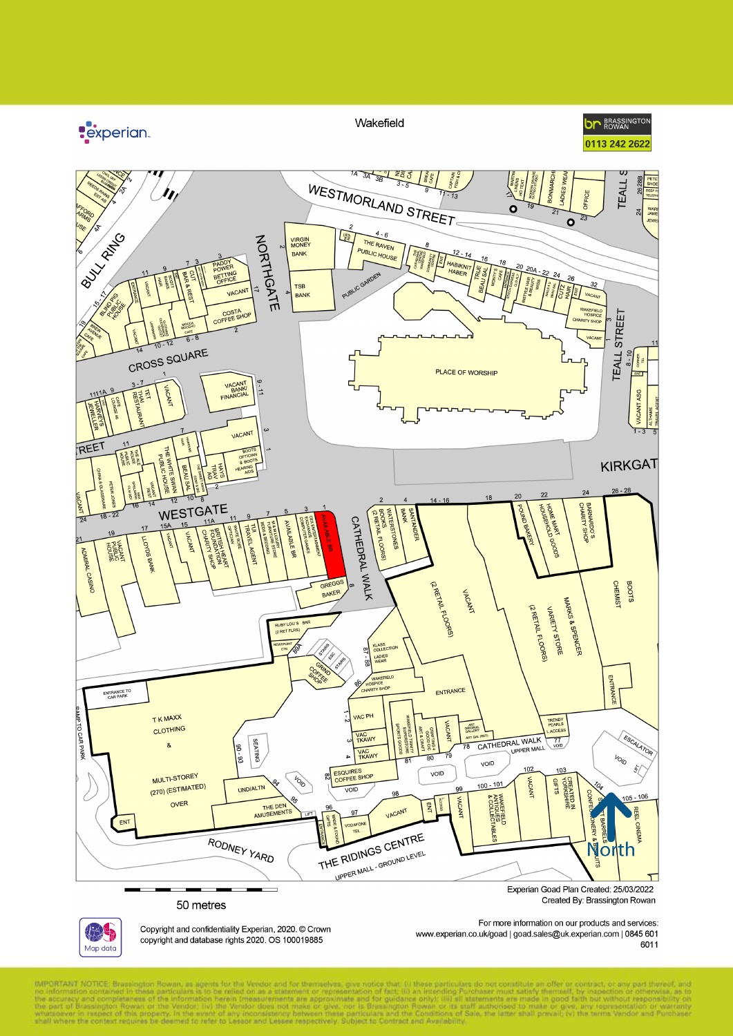Wakefield

BRASSINGTON ROWAN

0113 242 2622

50 metres

Experian Goad Plan Created: 25/03/2022
Created By: Brassington Rowan

Copyright and confidentiality Experian, 2020. © Crown copyright and database rights 2020. OS 100019885

For more information on our products and services:
www.experian.co.uk/goad | goad.sales@uk.experian.com | 0845 601 6011

IMPORTANT NOTICE: Brassington Rowan, as agents for the Vendor and for themselves, give notice that: (i) these particulars do not constitute an offer or contract, or any part thereof, and no information contained in these particulars is to be relied on as a statement or representation of fact; (ii) an intending Purchaser must satisfy themself, by inspection or otherwise, as to the accuracy and completeness of the information herein (measurements are approximate and for guidance only); (iii) all statements are made in good faith but without responsibility on the part of Brassington Rowan or the Vendor; (iv) the Vendor does not make or give, nor is Brassington Rowan or its staff authorised to make or give, any representation or warranty whatsoever in respect of this property. In the event of any inconsistency between these particulars and the Conditions of Sale, the latter shall prevail; (v) the terms Vendor and Purchaser shall where the context requires be deemed to refer to Lessor and Lessee respectively. Subject to Contract and Availability.